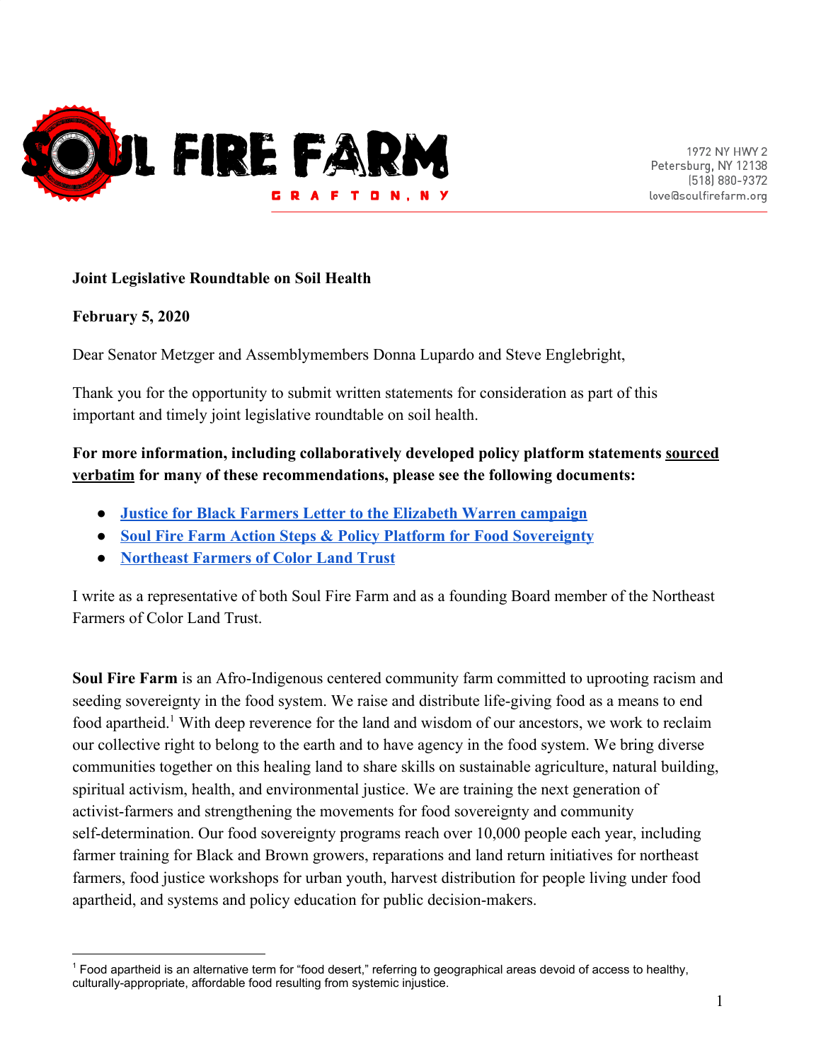SOUL FIRE FARM
GRAFTON, NY

1972 NY HWY 2
Petersburg, NY 12138
(518) 880-9372
love@soulfirefarm.org

**Joint Legislative Roundtable on Soil Health**

**February 5, 2020**

Dear Senator Metzger and Assemblymembers Donna Lupardo and Steve Englebright,

Thank you for the opportunity to submit written statements for consideration as part of this important and timely joint legislative roundtable on soil health.

**For more information, including collaboratively developed policy platform statements sourced verbatim for many of these recommendations, please see the following documents:**

- **Justice for Black Farmers Letter to the Elizabeth Warren campaign**
- **Soul Fire Farm Action Steps & Policy Platform for Food Sovereignty**
- **Northeast Farmers of Color Land Trust**

I write as a representative of both Soul Fire Farm and as a founding Board member of the Northeast Farmers of Color Land Trust.

**Soul Fire Farm** is an Afro-Indigenous centered community farm committed to uprooting racism and seeding sovereignty in the food system. We raise and distribute life-giving food as a means to end food apartheid.[1] With deep reverence for the land and wisdom of our ancestors, we work to reclaim our collective right to belong to the earth and to have agency in the food system. We bring diverse communities together on this healing land to share skills on sustainable agriculture, natural building, spiritual activism, health, and environmental justice. We are training the next generation of activist-farmers and strengthening the movements for food sovereignty and community self-determination. Our food sovereignty programs reach over 10,000 people each year, including farmer training for Black and Brown growers, reparations and land return initiatives for northeast farmers, food justice workshops for urban youth, harvest distribution for people living under food apartheid, and systems and policy education for public decision-makers.

[1] Food apartheid is an alternative term for "food desert," referring to geographical areas devoid of access to healthy, culturally-appropriate, affordable food resulting from systemic injustice.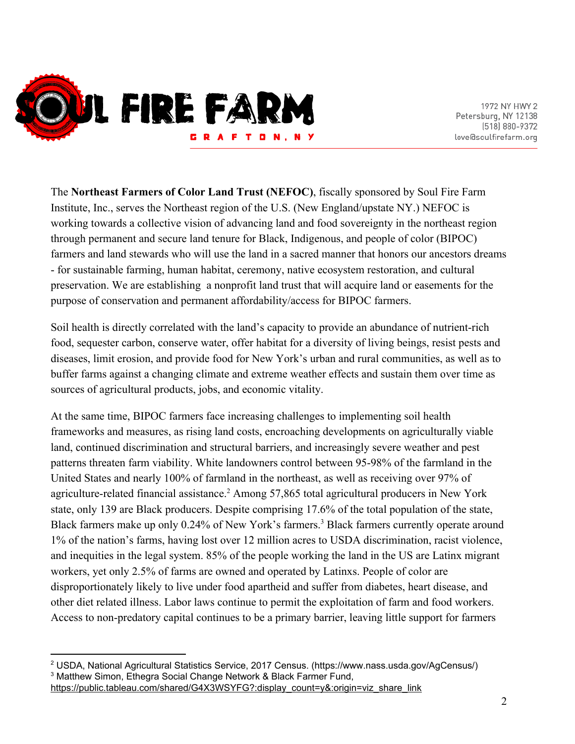The **Northeast Farmers of Color Land Trust (NEFOC)**, fiscally sponsored by Soul Fire Farm Institute, Inc., serves the Northeast region of the U.S. (New England/upstate NY.) NEFOC is working towards a collective vision of advancing land and food sovereignty in the northeast region through permanent and secure land tenure for Black, Indigenous, and people of color (BIPOC) farmers and land stewards who will use the land in a sacred manner that honors our ancestors dreams - for sustainable farming, human habitat, ceremony, native ecosystem restoration, and cultural preservation. We are establishing a nonprofit land trust that will acquire land or easements for the purpose of conservation and permanent affordability/access for BIPOC farmers.

Soil health is directly correlated with the land's capacity to provide an abundance of nutrient-rich food, sequester carbon, conserve water, offer habitat for a diversity of living beings, resist pests and diseases, limit erosion, and provide food for New York's urban and rural communities, as well as to buffer farms against a changing climate and extreme weather effects and sustain them over time as sources of agricultural products, jobs, and economic vitality.

At the same time, BIPOC farmers face increasing challenges to implementing soil health frameworks and measures, as rising land costs, encroaching developments on agriculturally viable land, continued discrimination and structural barriers, and increasingly severe weather and pest patterns threaten farm viability. White landowners control between 95-98% of the farmland in the United States and nearly 100% of farmland in the northeast, as well as receiving over 97% of agriculture-related financial assistance.[2] Among 57,865 total agricultural producers in New York state, only 139 are Black producers. Despite comprising 17.6% of the total population of the state, Black farmers make up only 0.24% of New York's farmers.[3] Black farmers currently operate around 1% of the nation's farms, having lost over 12 million acres to USDA discrimination, racist violence, and inequities in the legal system. 85% of the people working the land in the US are Latinx migrant workers, yet only 2.5% of farms are owned and operated by Latinxs. People of color are disproportionately likely to live under food apartheid and suffer from diabetes, heart disease, and other diet related illness. Labor laws continue to permit the exploitation of farm and food workers. Access to non-predatory capital continues to be a primary barrier, leaving little support for farmers

---

[2] USDA, National Agricultural Statistics Service, 2017 Census. (https://www.nass.usda.gov/AgCensus/)

[3] Matthew Simon, Ethegra Social Change Network & Black Farmer Fund, https://public.tableau.com/shared/G4X3WSYFG?:display_count=y&:origin=viz_share_link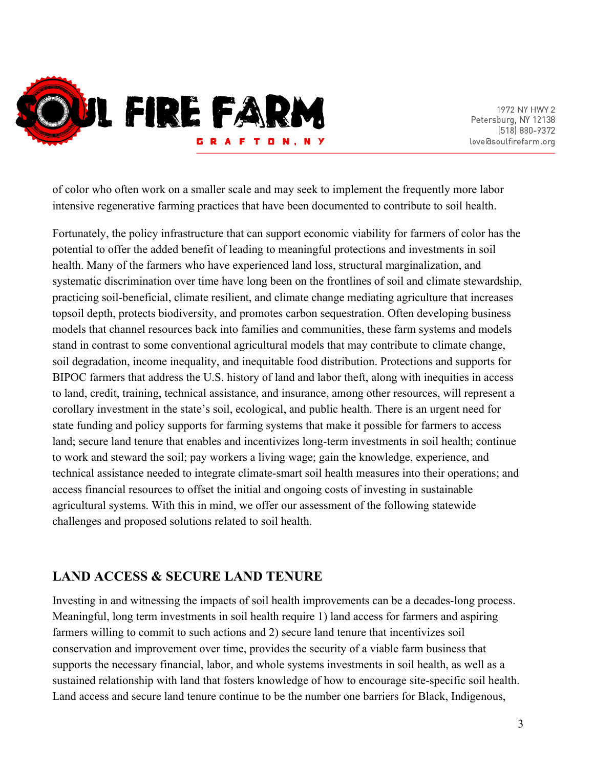of color who often work on a smaller scale and may seek to implement the frequently more labor intensive regenerative farming practices that have been documented to contribute to soil health.

Fortunately, the policy infrastructure that can support economic viability for farmers of color has the potential to offer the added benefit of leading to meaningful protections and investments in soil health. Many of the farmers who have experienced land loss, structural marginalization, and systematic discrimination over time have long been on the frontlines of soil and climate stewardship, practicing soil-beneficial, climate resilient, and climate change mediating agriculture that increases topsoil depth, protects biodiversity, and promotes carbon sequestration. Often developing business models that channel resources back into families and communities, these farm systems and models stand in contrast to some conventional agricultural models that may contribute to climate change, soil degradation, income inequality, and inequitable food distribution. Protections and supports for BIPOC farmers that address the U.S. history of land and labor theft, along with inequities in access to land, credit, training, technical assistance, and insurance, among other resources, will represent a corollary investment in the state's soil, ecological, and public health. There is an urgent need for state funding and policy supports for farming systems that make it possible for farmers to access land; secure land tenure that enables and incentivizes long-term investments in soil health; continue to work and steward the soil; pay workers a living wage; gain the knowledge, experience, and technical assistance needed to integrate climate-smart soil health measures into their operations; and access financial resources to offset the initial and ongoing costs of investing in sustainable agricultural systems. With this in mind, we offer our assessment of the following statewide challenges and proposed solutions related to soil health.

## LAND ACCESS & SECURE LAND TENURE

Investing in and witnessing the impacts of soil health improvements can be a decades-long process. Meaningful, long term investments in soil health require 1) land access for farmers and aspiring farmers willing to commit to such actions and 2) secure land tenure that incentivizes soil conservation and improvement over time, provides the security of a viable farm business that supports the necessary financial, labor, and whole systems investments in soil health, as well as a sustained relationship with land that fosters knowledge of how to encourage site-specific soil health. Land access and secure land tenure continue to be the number one barriers for Black, Indigenous,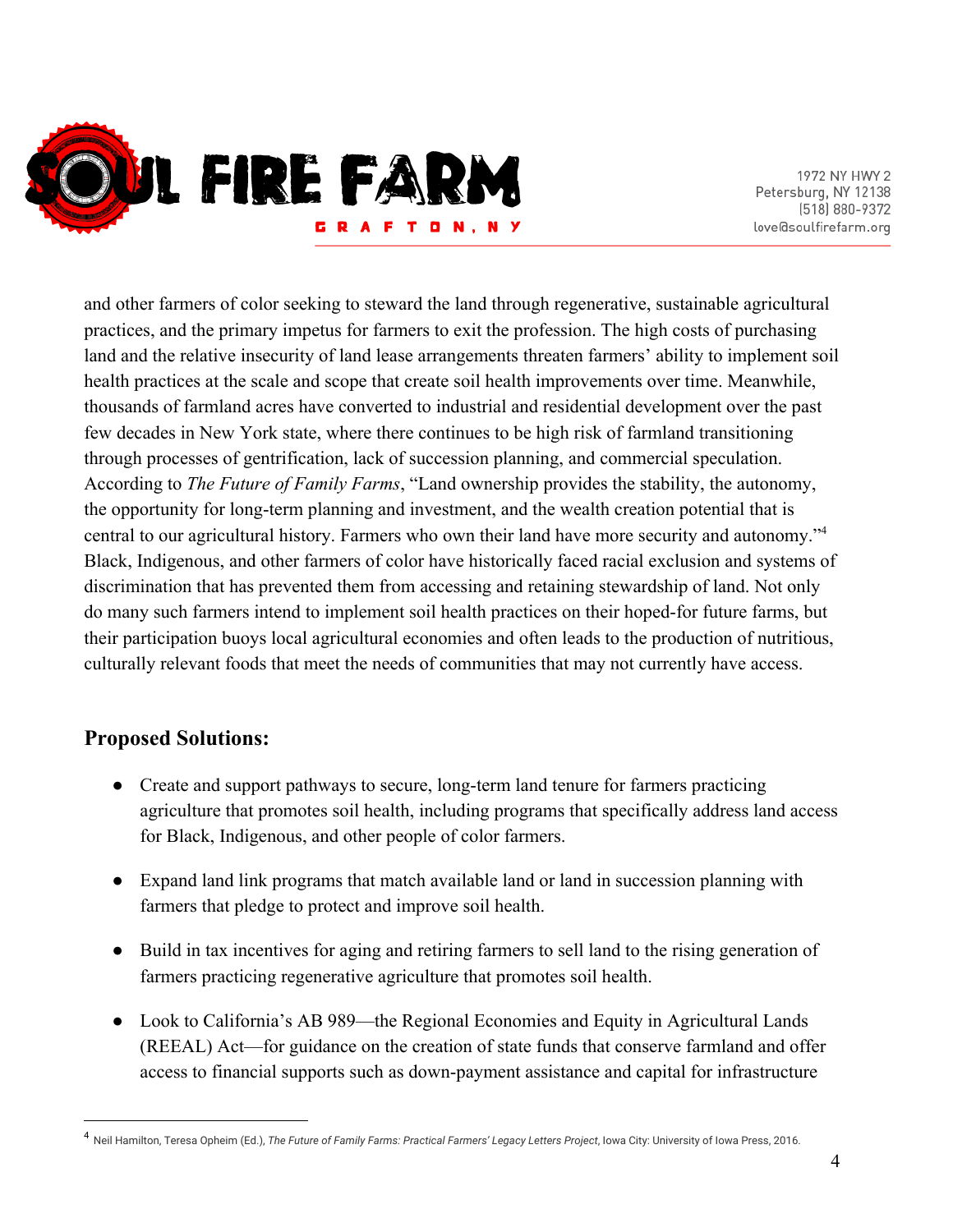and other farmers of color seeking to steward the land through regenerative, sustainable agricultural practices, and the primary impetus for farmers to exit the profession. The high costs of purchasing land and the relative insecurity of land lease arrangements threaten farmers' ability to implement soil health practices at the scale and scope that create soil health improvements over time. Meanwhile, thousands of farmland acres have converted to industrial and residential development over the past few decades in New York state, where there continues to be high risk of farmland transitioning through processes of gentrification, lack of succession planning, and commercial speculation. According to *The Future of Family Farms*, "Land ownership provides the stability, the autonomy, the opportunity for long-term planning and investment, and the wealth creation potential that is central to our agricultural history. Farmers who own their land have more security and autonomy."[4] Black, Indigenous, and other farmers of color have historically faced racial exclusion and systems of discrimination that has prevented them from accessing and retaining stewardship of land. Not only do many such farmers intend to implement soil health practices on their hoped-for future farms, but their participation buoys local agricultural economies and often leads to the production of nutritious, culturally relevant foods that meet the needs of communities that may not currently have access.

## Proposed Solutions:

- Create and support pathways to secure, long-term land tenure for farmers practicing agriculture that promotes soil health, including programs that specifically address land access for Black, Indigenous, and other people of color farmers.
- Expand land link programs that match available land or land in succession planning with farmers that pledge to protect and improve soil health.
- Build in tax incentives for aging and retiring farmers to sell land to the rising generation of farmers practicing regenerative agriculture that promotes soil health.
- Look to California's AB 989—the Regional Economies and Equity in Agricultural Lands (REEAL) Act—for guidance on the creation of state funds that conserve farmland and offer access to financial supports such as down-payment assistance and capital for infrastructure

---

[4] Neil Hamilton, Teresa Opheim (Ed.), *The Future of Family Farms: Practical Farmers' Legacy Letters Project*, Iowa City: University of Iowa Press, 2016.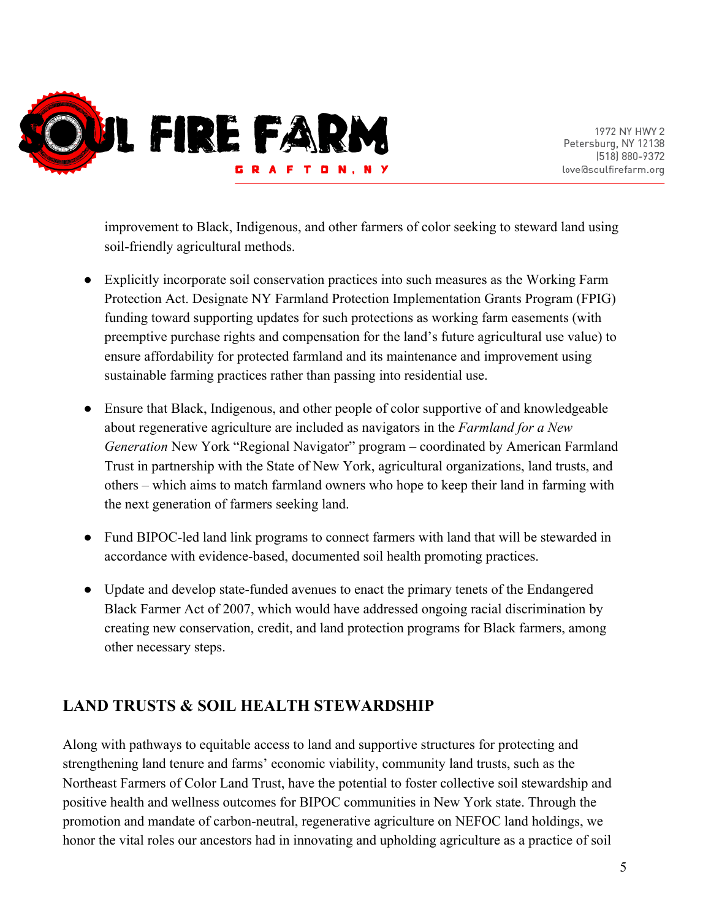improvement to Black, Indigenous, and other farmers of color seeking to steward land using soil-friendly agricultural methods.

- Explicitly incorporate soil conservation practices into such measures as the Working Farm Protection Act. Designate NY Farmland Protection Implementation Grants Program (FPIG) funding toward supporting updates for such protections as working farm easements (with preemptive purchase rights and compensation for the land's future agricultural use value) to ensure affordability for protected farmland and its maintenance and improvement using sustainable farming practices rather than passing into residential use.

- Ensure that Black, Indigenous, and other people of color supportive of and knowledgeable about regenerative agriculture are included as navigators in the *Farmland for a New Generation* New York "Regional Navigator" program – coordinated by American Farmland Trust in partnership with the State of New York, agricultural organizations, land trusts, and others – which aims to match farmland owners who hope to keep their land in farming with the next generation of farmers seeking land.

- Fund BIPOC-led land link programs to connect farmers with land that will be stewarded in accordance with evidence-based, documented soil health promoting practices.

- Update and develop state-funded avenues to enact the primary tenets of the Endangered Black Farmer Act of 2007, which would have addressed ongoing racial discrimination by creating new conservation, credit, and land protection programs for Black farmers, among other necessary steps.

## LAND TRUSTS & SOIL HEALTH STEWARDSHIP

Along with pathways to equitable access to land and supportive structures for protecting and strengthening land tenure and farms' economic viability, community land trusts, such as the Northeast Farmers of Color Land Trust, have the potential to foster collective soil stewardship and positive health and wellness outcomes for BIPOC communities in New York state. Through the promotion and mandate of carbon-neutral, regenerative agriculture on NEFOC land holdings, we honor the vital roles our ancestors had in innovating and upholding agriculture as a practice of soil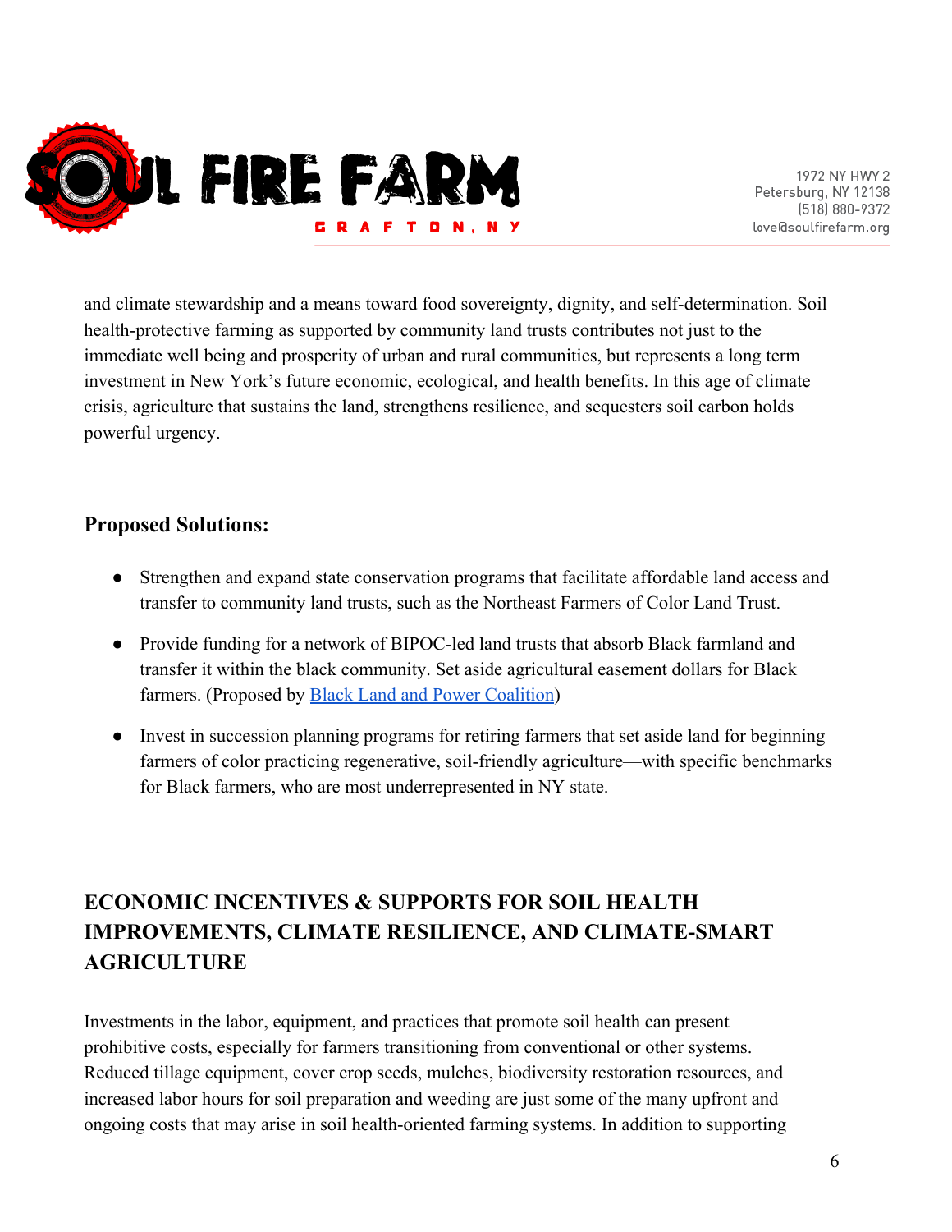and climate stewardship and a means toward food sovereignty, dignity, and self-determination. Soil health-protective farming as supported by community land trusts contributes not just to the immediate well being and prosperity of urban and rural communities, but represents a long term investment in New York's future economic, ecological, and health benefits. In this age of climate crisis, agriculture that sustains the land, strengthens resilience, and sequesters soil carbon holds powerful urgency.

### Proposed Solutions:

- Strengthen and expand state conservation programs that facilitate affordable land access and transfer to community land trusts, such as the Northeast Farmers of Color Land Trust.
- Provide funding for a network of BIPOC-led land trusts that absorb Black farmland and transfer it within the black community. Set aside agricultural easement dollars for Black farmers. (Proposed by Black Land and Power Coalition)
- Invest in succession planning programs for retiring farmers that set aside land for beginning farmers of color practicing regenerative, soil-friendly agriculture—with specific benchmarks for Black farmers, who are most underrepresented in NY state.

## ECONOMIC INCENTIVES & SUPPORTS FOR SOIL HEALTH IMPROVEMENTS, CLIMATE RESILIENCE, AND CLIMATE-SMART AGRICULTURE

Investments in the labor, equipment, and practices that promote soil health can present prohibitive costs, especially for farmers transitioning from conventional or other systems. Reduced tillage equipment, cover crop seeds, mulches, biodiversity restoration resources, and increased labor hours for soil preparation and weeding are just some of the many upfront and ongoing costs that may arise in soil health-oriented farming systems. In addition to supporting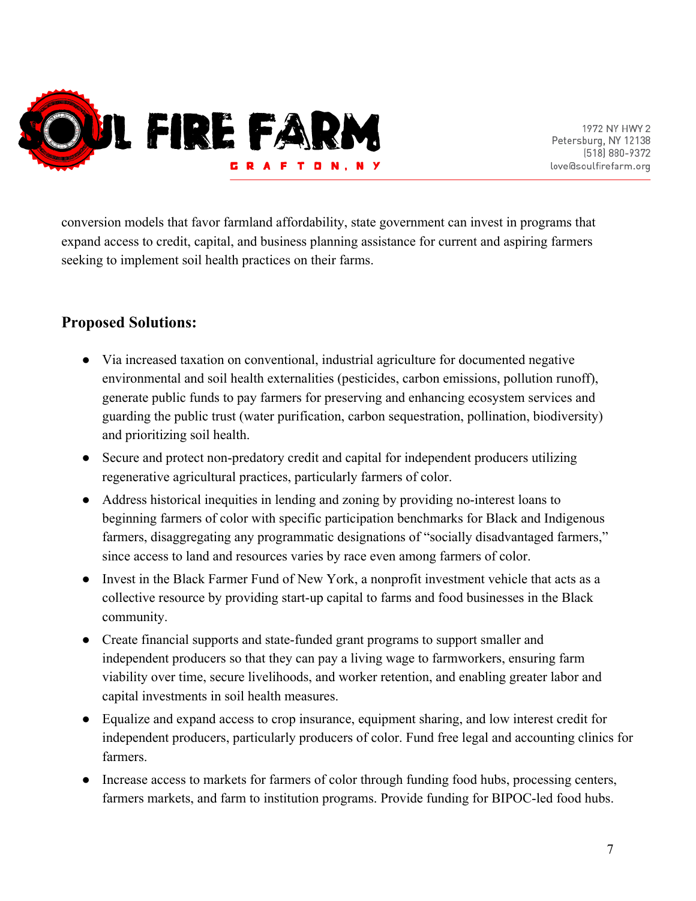conversion models that favor farmland affordability, state government can invest in programs that expand access to credit, capital, and business planning assistance for current and aspiring farmers seeking to implement soil health practices on their farms.

## Proposed Solutions:

- Via increased taxation on conventional, industrial agriculture for documented negative environmental and soil health externalities (pesticides, carbon emissions, pollution runoff), generate public funds to pay farmers for preserving and enhancing ecosystem services and guarding the public trust (water purification, carbon sequestration, pollination, biodiversity) and prioritizing soil health.
- Secure and protect non-predatory credit and capital for independent producers utilizing regenerative agricultural practices, particularly farmers of color.
- Address historical inequities in lending and zoning by providing no-interest loans to beginning farmers of color with specific participation benchmarks for Black and Indigenous farmers, disaggregating any programmatic designations of "socially disadvantaged farmers," since access to land and resources varies by race even among farmers of color.
- Invest in the Black Farmer Fund of New York, a nonprofit investment vehicle that acts as a collective resource by providing start-up capital to farms and food businesses in the Black community.
- Create financial supports and state-funded grant programs to support smaller and independent producers so that they can pay a living wage to farmworkers, ensuring farm viability over time, secure livelihoods, and worker retention, and enabling greater labor and capital investments in soil health measures.
- Equalize and expand access to crop insurance, equipment sharing, and low interest credit for independent producers, particularly producers of color. Fund free legal and accounting clinics for farmers.
- Increase access to markets for farmers of color through funding food hubs, processing centers, farmers markets, and farm to institution programs. Provide funding for BIPOC-led food hubs.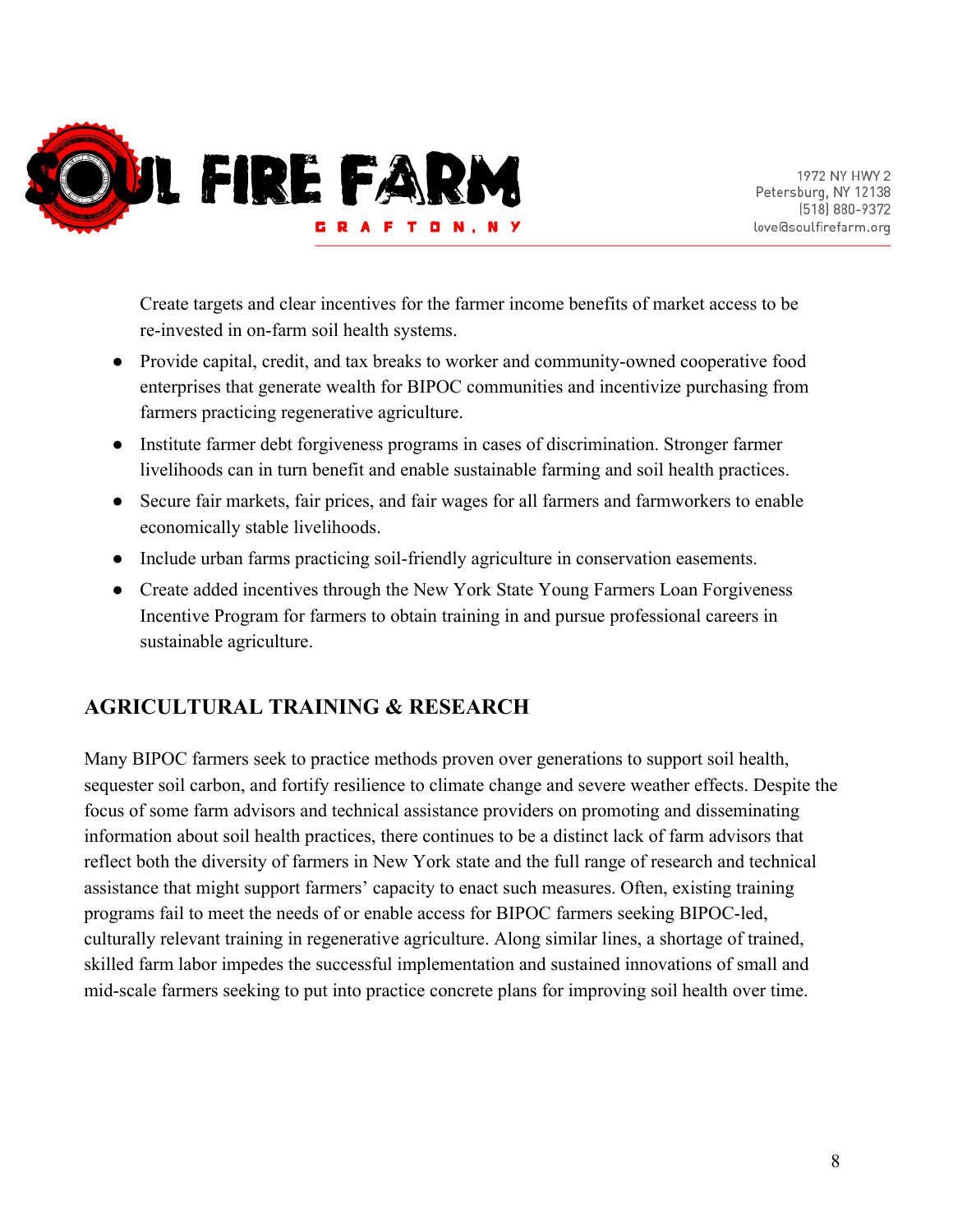Create targets and clear incentives for the farmer income benefits of market access to be re-invested in on-farm soil health systems.

- Provide capital, credit, and tax breaks to worker and community-owned cooperative food enterprises that generate wealth for BIPOC communities and incentivize purchasing from farmers practicing regenerative agriculture.
- Institute farmer debt forgiveness programs in cases of discrimination. Stronger farmer livelihoods can in turn benefit and enable sustainable farming and soil health practices.
- Secure fair markets, fair prices, and fair wages for all farmers and farmworkers to enable economically stable livelihoods.
- Include urban farms practicing soil-friendly agriculture in conservation easements.
- Create added incentives through the New York State Young Farmers Loan Forgiveness Incentive Program for farmers to obtain training in and pursue professional careers in sustainable agriculture.

## AGRICULTURAL TRAINING & RESEARCH

Many BIPOC farmers seek to practice methods proven over generations to support soil health, sequester soil carbon, and fortify resilience to climate change and severe weather effects. Despite the focus of some farm advisors and technical assistance providers on promoting and disseminating information about soil health practices, there continues to be a distinct lack of farm advisors that reflect both the diversity of farmers in New York state and the full range of research and technical assistance that might support farmers' capacity to enact such measures. Often, existing training programs fail to meet the needs of or enable access for BIPOC farmers seeking BIPOC-led, culturally relevant training in regenerative agriculture. Along similar lines, a shortage of trained, skilled farm labor impedes the successful implementation and sustained innovations of small and mid-scale farmers seeking to put into practice concrete plans for improving soil health over time.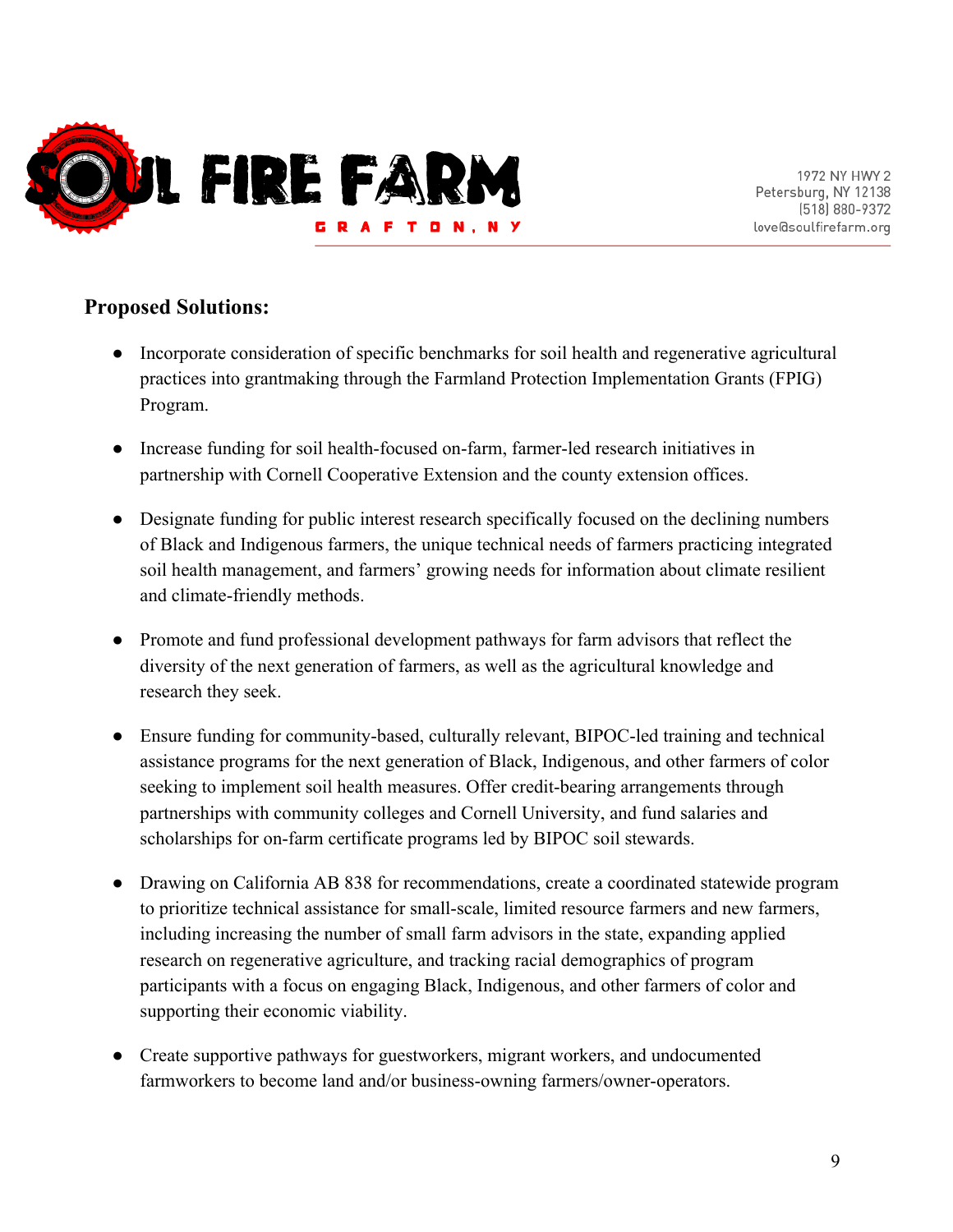## Proposed Solutions:

- Incorporate consideration of specific benchmarks for soil health and regenerative agricultural practices into grantmaking through the Farmland Protection Implementation Grants (FPIG) Program.

- Increase funding for soil health-focused on-farm, farmer-led research initiatives in partnership with Cornell Cooperative Extension and the county extension offices.

- Designate funding for public interest research specifically focused on the declining numbers of Black and Indigenous farmers, the unique technical needs of farmers practicing integrated soil health management, and farmers' growing needs for information about climate resilient and climate-friendly methods.

- Promote and fund professional development pathways for farm advisors that reflect the diversity of the next generation of farmers, as well as the agricultural knowledge and research they seek.

- Ensure funding for community-based, culturally relevant, BIPOC-led training and technical assistance programs for the next generation of Black, Indigenous, and other farmers of color seeking to implement soil health measures. Offer credit-bearing arrangements through partnerships with community colleges and Cornell University, and fund salaries and scholarships for on-farm certificate programs led by BIPOC soil stewards.

- Drawing on California AB 838 for recommendations, create a coordinated statewide program to prioritize technical assistance for small-scale, limited resource farmers and new farmers, including increasing the number of small farm advisors in the state, expanding applied research on regenerative agriculture, and tracking racial demographics of program participants with a focus on engaging Black, Indigenous, and other farmers of color and supporting their economic viability.

- Create supportive pathways for guestworkers, migrant workers, and undocumented farmworkers to become land and/or business-owning farmers/owner-operators.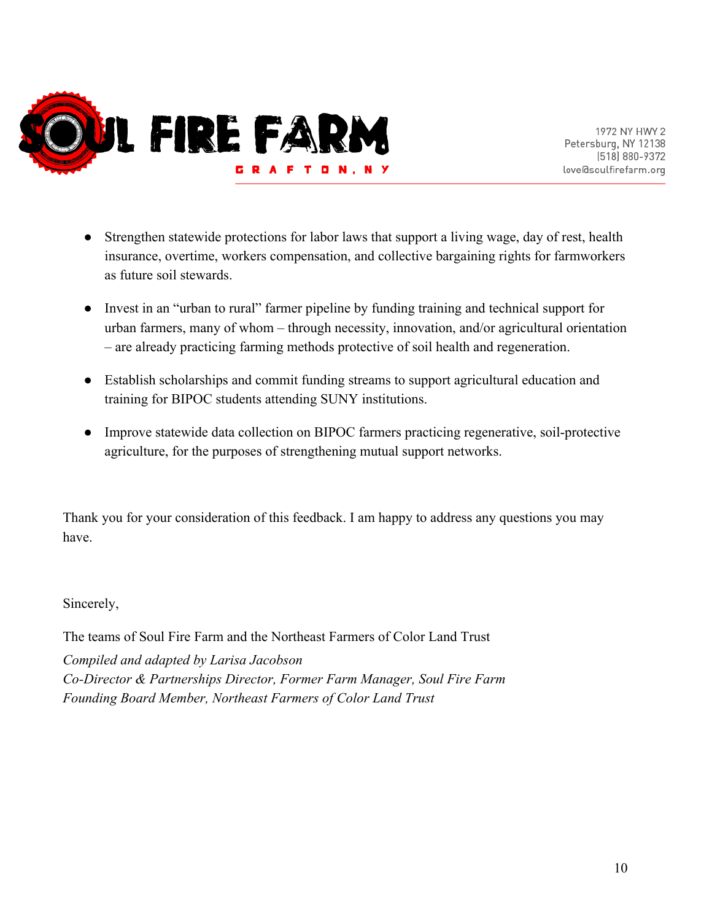- Strengthen statewide protections for labor laws that support a living wage, day of rest, health insurance, overtime, workers compensation, and collective bargaining rights for farmworkers as future soil stewards.
- Invest in an "urban to rural" farmer pipeline by funding training and technical support for urban farmers, many of whom – through necessity, innovation, and/or agricultural orientation – are already practicing farming methods protective of soil health and regeneration.
- Establish scholarships and commit funding streams to support agricultural education and training for BIPOC students attending SUNY institutions.
- Improve statewide data collection on BIPOC farmers practicing regenerative, soil-protective agriculture, for the purposes of strengthening mutual support networks.

Thank you for your consideration of this feedback. I am happy to address any questions you may have.

Sincerely,

The teams of Soul Fire Farm and the Northeast Farmers of Color Land Trust
*Compiled and adapted by Larisa Jacobson*
*Co-Director & Partnerships Director, Former Farm Manager, Soul Fire Farm*
*Founding Board Member, Northeast Farmers of Color Land Trust*